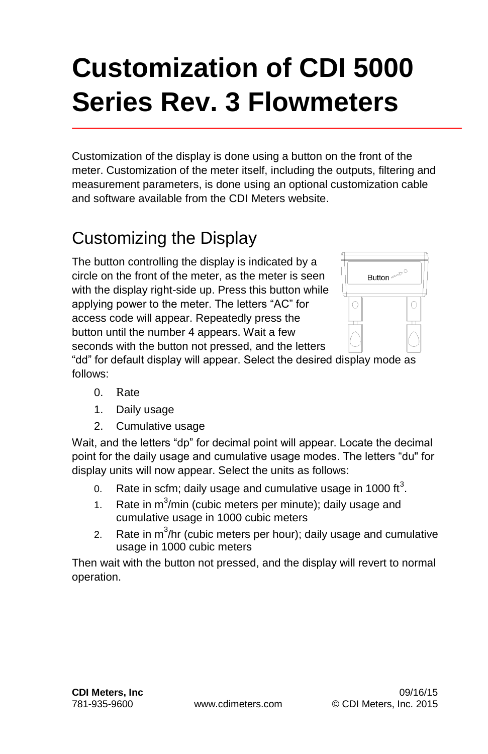# Customization of CDI 5000 Series Rev. 3 Flowmeters

Customization of the display is done using a button on the front of the meter. Customization of the meter itself, including the outputs, filtering and measurement parameters, is done using an optional customization cable and software available from the CDI Meters website.

## Customizing the Display

The button controlling the display is indicated by a circle on the front of the meter, as the meter is seen with the display right-side up. Press this button while applying power to the meter. The letters "AC" for access code will appear. Repeatedly press the button until the number 4 appears. Wait a few seconds with the button not pressed, and the letters "dd" for default display will appear. Select the desired display mode as follows:

0. Rate
1. Daily usage
2. Cumulative usage

Wait, and the letters "dp" for decimal point will appear. Locate the decimal point for the daily usage and cumulative usage modes. The letters "du" for display units will now appear. Select the units as follows:

0. Rate in scfm; daily usage and cumulative usage in 1000 $ft^3$.
1. Rate in $m^3$/min (cubic meters per minute); daily usage and cumulative usage in 1000 cubic meters
2. Rate in $m^3$/hr (cubic meters per hour); daily usage and cumulative usage in 1000 cubic meters

Then wait with the button not pressed, and the display will revert to normal operation.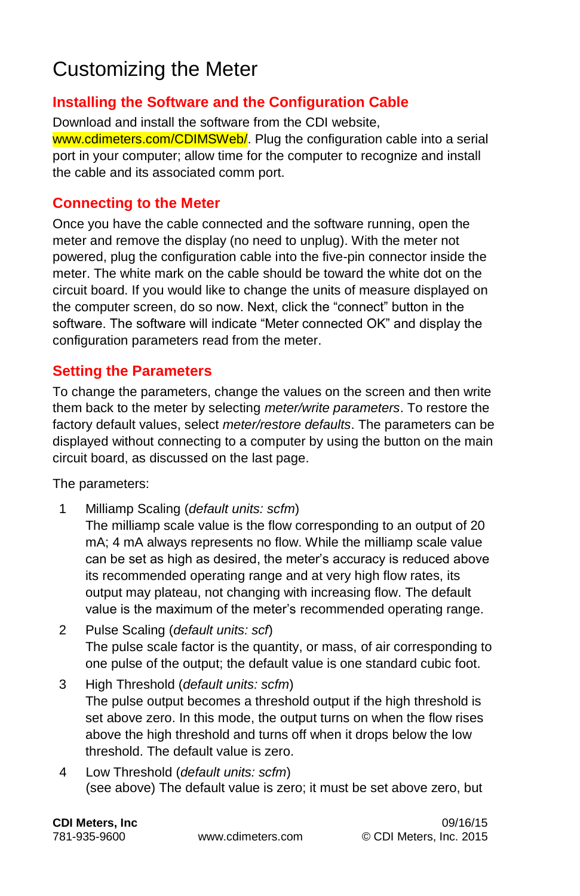# Customizing the Meter

## Installing the Software and the Configuration Cable

Download and install the software from the CDI website, www.cdimeters.com/CDIMSWeb/. Plug the configuration cable into a serial port in your computer; allow time for the computer to recognize and install the cable and its associated comm port.

## Connecting to the Meter

Once you have the cable connected and the software running, open the meter and remove the display (no need to unplug). With the meter not powered, plug the configuration cable into the five-pin connector inside the meter. The white mark on the cable should be toward the white dot on the circuit board. If you would like to change the units of measure displayed on the computer screen, do so now. Next, click the “connect” button in the software. The software will indicate “Meter connected OK” and display the configuration parameters read from the meter.

## Setting the Parameters

To change the parameters, change the values on the screen and then write them back to the meter by selecting *meter/write parameters*. To restore the factory default values, select *meter/restore defaults*. The parameters can be displayed without connecting to a computer by using the button on the main circuit board, as discussed on the last page.

The parameters:

1. Milliamp Scaling (*default units: scfm*)
   The milliamp scale value is the flow corresponding to an output of 20 mA; 4 mA always represents no flow. While the milliamp scale value can be set as high as desired, the meter’s accuracy is reduced above its recommended operating range and at very high flow rates, its output may plateau, not changing with increasing flow. The default value is the maximum of the meter’s recommended operating range.
2. Pulse Scaling (*default units: scf*)
   The pulse scale factor is the quantity, or mass, of air corresponding to one pulse of the output; the default value is one standard cubic foot.
3. High Threshold (*default units: scfm*)
   The pulse output becomes a threshold output if the high threshold is set above zero. In this mode, the output turns on when the flow rises above the high threshold and turns off when it drops below the low threshold. The default value is zero.
4. Low Threshold (*default units: scfm*)
   (see above) The default value is zero; it must be set above zero, but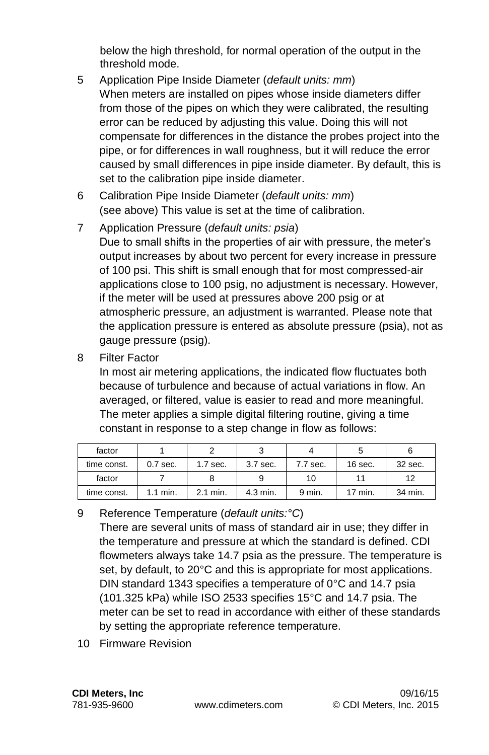below the high threshold, for normal operation of the output in the threshold mode.

5 Application Pipe Inside Diameter (*default units: mm*)
When meters are installed on pipes whose inside diameters differ from those of the pipes on which they were calibrated, the resulting error can be reduced by adjusting this value. Doing this will not compensate for differences in the distance the probes project into the pipe, or for differences in wall roughness, but it will reduce the error caused by small differences in pipe inside diameter. By default, this is set to the calibration pipe inside diameter.

6 Calibration Pipe Inside Diameter (*default units: mm*)
(see above) This value is set at the time of calibration.

7 Application Pressure (*default units: psia*)
Due to small shifts in the properties of air with pressure, the meter's output increases by about two percent for every increase in pressure of 100 psi. This shift is small enough that for most compressed-air applications close to 100 psig, no adjustment is necessary. However, if the meter will be used at pressures above 200 psig or at atmospheric pressure, an adjustment is warranted. Please note that the application pressure is entered as absolute pressure (psia), not as gauge pressure (psig).

8 Filter Factor
In most air metering applications, the indicated flow fluctuates both because of turbulence and because of actual variations in flow. An averaged, or filtered, value is easier to read and more meaningful. The meter applies a simple digital filtering routine, giving a time constant in response to a step change in flow as follows:

| factor | 1 | 2 | 3 | 4 | 5 | 6 |
|---|---|---|---|---|---|---|
| time const. | 0.7 sec. | 1.7 sec. | 3.7 sec. | 7.7 sec. | 16 sec. | 32 sec. |
| factor | 7 | 8 | 9 | 10 | 11 | 12 |
| time const. | 1.1 min. | 2.1 min. | 4.3 min. | 9 min. | 17 min. | 34 min. |

9 Reference Temperature (*default units:°C*)
There are several units of mass of standard air in use; they differ in the temperature and pressure at which the standard is defined. CDI flowmeters always take 14.7 psia as the pressure. The temperature is set, by default, to 20°C and this is appropriate for most applications. DIN standard 1343 specifies a temperature of 0°C and 14.7 psia (101.325 kPa) while ISO 2533 specifies 15°C and 14.7 psia. The meter can be set to read in accordance with either of these standards by setting the appropriate reference temperature.

10 Firmware Revision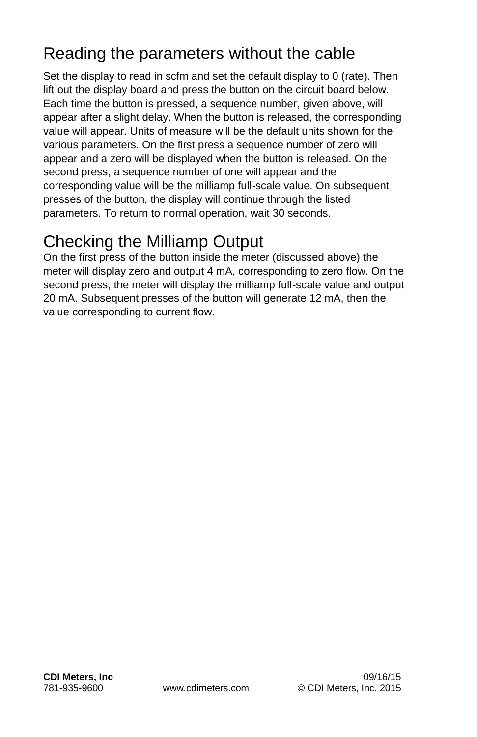## Reading the parameters without the cable

Set the display to read in scfm and set the default display to 0 (rate). Then lift out the display board and press the button on the circuit board below. Each time the button is pressed, a sequence number, given above, will appear after a slight delay. When the button is released, the corresponding value will appear. Units of measure will be the default units shown for the various parameters. On the first press a sequence number of zero will appear and a zero will be displayed when the button is released. On the second press, a sequence number of one will appear and the corresponding value will be the milliamp full-scale value. On subsequent presses of the button, the display will continue through the listed parameters. To return to normal operation, wait 30 seconds.

## Checking the Milliamp Output

On the first press of the button inside the meter (discussed above) the meter will display zero and output 4 mA, corresponding to zero flow. On the second press, the meter will display the milliamp full-scale value and output 20 mA. Subsequent presses of the button will generate 12 mA, then the value corresponding to current flow.